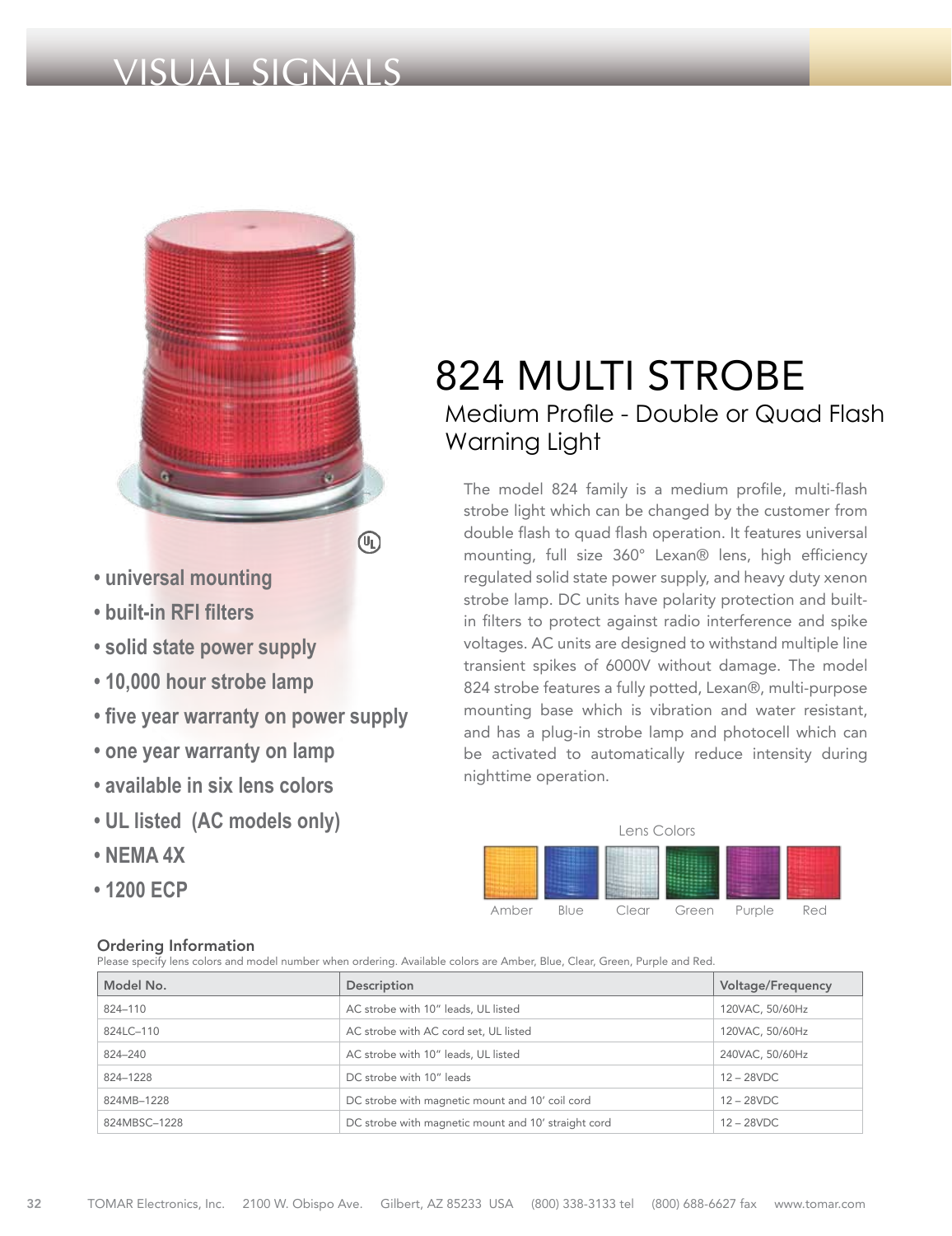# VISUAL SIGNALS

- universal mounting
- built-in RFI filters
- solid state power supply
- 10,000 hour strobe lamp
- five year warranty on power supply
- one year warranty on lamp
- available in six lens colors
- UL listed (AC models only)
- NEMA 4X
- 1200 ECP

## 824 MULTI STROBE

### Medium Profile - Double or Quad Flash Warning Light

The model 824 family is a medium profile, multi-flash strobe light which can be changed by the customer from double flash to quad flash operation. It features universal mounting, full size 360° Lexan® lens, high efficiency regulated solid state power supply, and heavy duty xenon strobe lamp. DC units have polarity protection and built-in filters to protect against radio interference and spike voltages. AC units are designed to withstand multiple line transient spikes of 6000V without damage. The model 824 strobe features a fully potted, Lexan®, multi-purpose mounting base which is vibration and water resistant, and has a plug-in strobe lamp and photocell which can be activated to automatically reduce intensity during nighttime operation.

Lens Colors

Amber, Blue, Clear, Green, Purple, Red

### Ordering Information

Please specify lens colors and model number when ordering. Available colors are Amber, Blue, Clear, Green, Purple and Red.

| Model No. | Description | Voltage/Frequency |
|---|---|---|
| 824–110 | AC strobe with 10" leads, UL listed | 120VAC, 50/60Hz |
| 824LC–110 | AC strobe with AC cord set, UL listed | 120VAC, 50/60Hz |
| 824–240 | AC strobe with 10" leads, UL listed | 240VAC, 50/60Hz |
| 824–1228 | DC strobe with 10" leads | 12 – 28VDC |
| 824MB–1228 | DC strobe with magnetic mount and 10' coil cord | 12 – 28VDC |
| 824MBSC–1228 | DC strobe with magnetic mount and 10' straight cord | 12 – 28VDC |

TOMAR Electronics, Inc. 2100 W. Obispo Ave. Gilbert, AZ 85233 USA (800) 338-3133 tel (800) 688-6627 fax www.tomar.com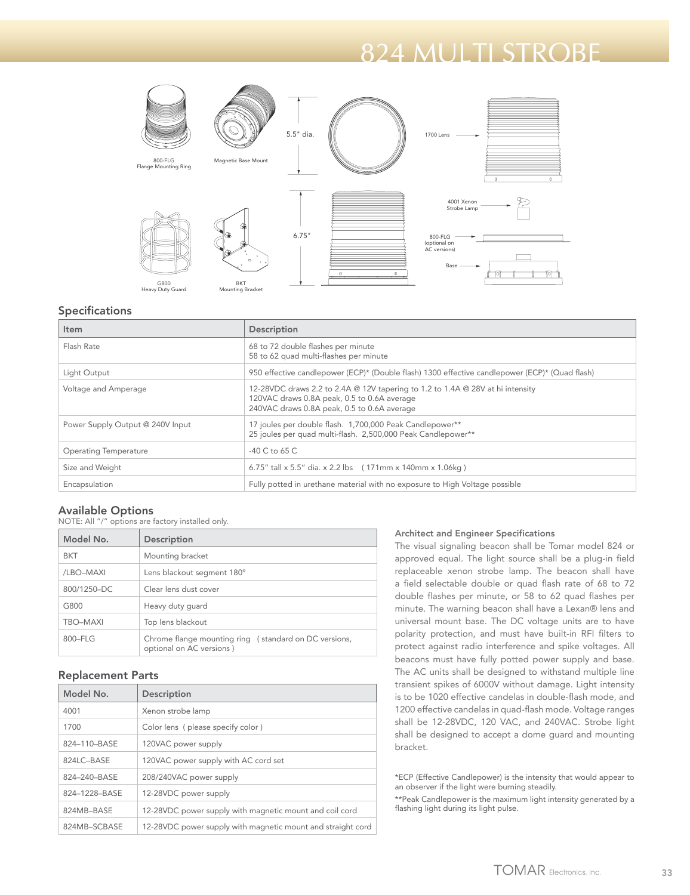# 824 MULTI STROBE

800-FLG
Flange Mounting Ring

Magnetic Base Mount

5.5" dia.

1700 Lens

4001 Xenon Strobe Lamp

800-FLG (optional on AC versions)

Base

6.75"

G800
Heavy Duty Guard

BKT
Mounting Bracket

## Specifications

| Item | Description |
|---|---|
| Flash Rate | 68 to 72 double flashes per minute<br>58 to 62 quad multi-flashes per minute |
| Light Output | 950 effective candlepower (ECP)* (Double flash) 1300 effective candlepower (ECP)* (Quad flash) |
| Voltage and Amperage | 12-28VDC draws 2.2 to 2.4A @ 12V tapering to 1.2 to 1.4A @ 28V at hi intensity<br>120VAC draws 0.8A peak, 0.5 to 0.6A average<br>240VAC draws 0.8A peak, 0.5 to 0.6A average |
| Power Supply Output @ 240V Input | 17 joules per double flash. 1,700,000 Peak Candlepower**<br>25 joules per quad multi-flash. 2,500,000 Peak Candlepower** |
| Operating Temperature | -40 C to 65 C |
| Size and Weight | 6.75" tall x 5.5" dia. x 2.2 lbs (171mm x 140mm x 1.06kg) |
| Encapsulation | Fully potted in urethane material with no exposure to High Voltage possible |

## Available Options

NOTE: All "/" options are factory installed only.

| Model No. | Description |
|---|---|
| BKT | Mounting bracket |
| /LBO–MAXI | Lens blackout segment 180º |
| 800/1250–DC | Clear lens dust cover |
| G800 | Heavy duty guard |
| TBO–MAXI | Top lens blackout |
| 800–FLG | Chrome flange mounting ring (standard on DC versions, optional on AC versions) |

## Replacement Parts

| Model No. | Description |
|---|---|
| 4001 | Xenon strobe lamp |
| 1700 | Color lens (please specify color) |
| 824–110–BASE | 120VAC power supply |
| 824LC–BASE | 120VAC power supply with AC cord set |
| 824–240–BASE | 208/240VAC power supply |
| 824–1228–BASE | 12-28VDC power supply |
| 824MB–BASE | 12-28VDC power supply with magnetic mount and coil cord |
| 824MB–SCBASE | 12-28VDC power supply with magnetic mount and straight cord |

### Architect and Engineer Specifications

The visual signaling beacon shall be Tomar model 824 or approved equal. The light source shall be a plug-in field replaceable xenon strobe lamp. The beacon shall have a field selectable double or quad flash rate of 68 to 72 double flashes per minute, or 58 to 62 quad flashes per minute. The warning beacon shall have a Lexan® lens and universal mount base. The DC voltage units are to have polarity protection, and must have built-in RFI filters to protect against radio interference and spike voltages. All beacons must have fully potted power supply and base. The AC units shall be designed to withstand multiple line transient spikes of 6000V without damage. Light intensity is to be 1020 effective candelas in double-flash mode, and 1200 effective candelas in quad-flash mode. Voltage ranges shall be 12-28VDC, 120 VAC, and 240VAC. Strobe light shall be designed to accept a dome guard and mounting bracket.

*ECP (Effective Candlepower) is the intensity that would appear to an observer if the light were burning steadily.

**Peak Candlepower is the maximum light intensity generated by a flashing light during its light pulse.